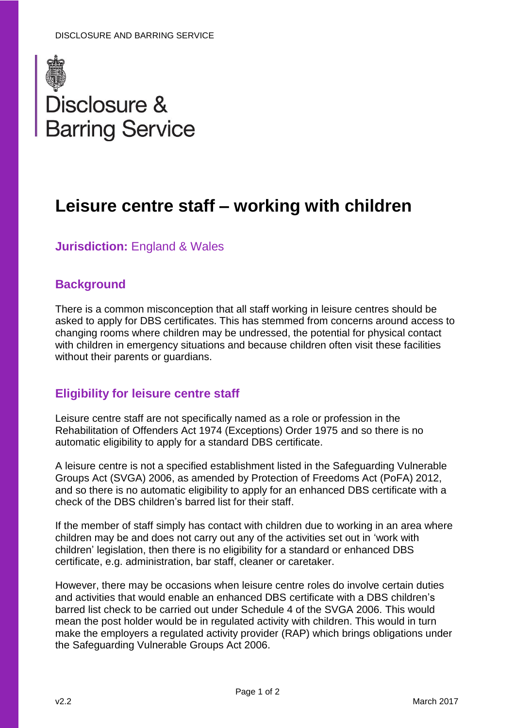DISCLOSURE AND BARRING SERVICE

Disclosure & Barring Service

# Leisure centre staff – working with children

**Jurisdiction:** England & Wales

## Background

There is a common misconception that all staff working in leisure centres should be asked to apply for DBS certificates. This has stemmed from concerns around access to changing rooms where children may be undressed, the potential for physical contact with children in emergency situations and because children often visit these facilities without their parents or guardians.

## Eligibility for leisure centre staff

Leisure centre staff are not specifically named as a role or profession in the Rehabilitation of Offenders Act 1974 (Exceptions) Order 1975 and so there is no automatic eligibility to apply for a standard DBS certificate.

A leisure centre is not a specified establishment listed in the Safeguarding Vulnerable Groups Act (SVGA) 2006, as amended by Protection of Freedoms Act (PoFA) 2012, and so there is no automatic eligibility to apply for an enhanced DBS certificate with a check of the DBS children's barred list for their staff.

If the member of staff simply has contact with children due to working in an area where children may be and does not carry out any of the activities set out in 'work with children' legislation, then there is no eligibility for a standard or enhanced DBS certificate, e.g. administration, bar staff, cleaner or caretaker.

However, there may be occasions when leisure centre roles do involve certain duties and activities that would enable an enhanced DBS certificate with a DBS children's barred list check to be carried out under Schedule 4 of the SVGA 2006. This would mean the post holder would be in regulated activity with children. This would in turn make the employers a regulated activity provider (RAP) which brings obligations under the Safeguarding Vulnerable Groups Act 2006.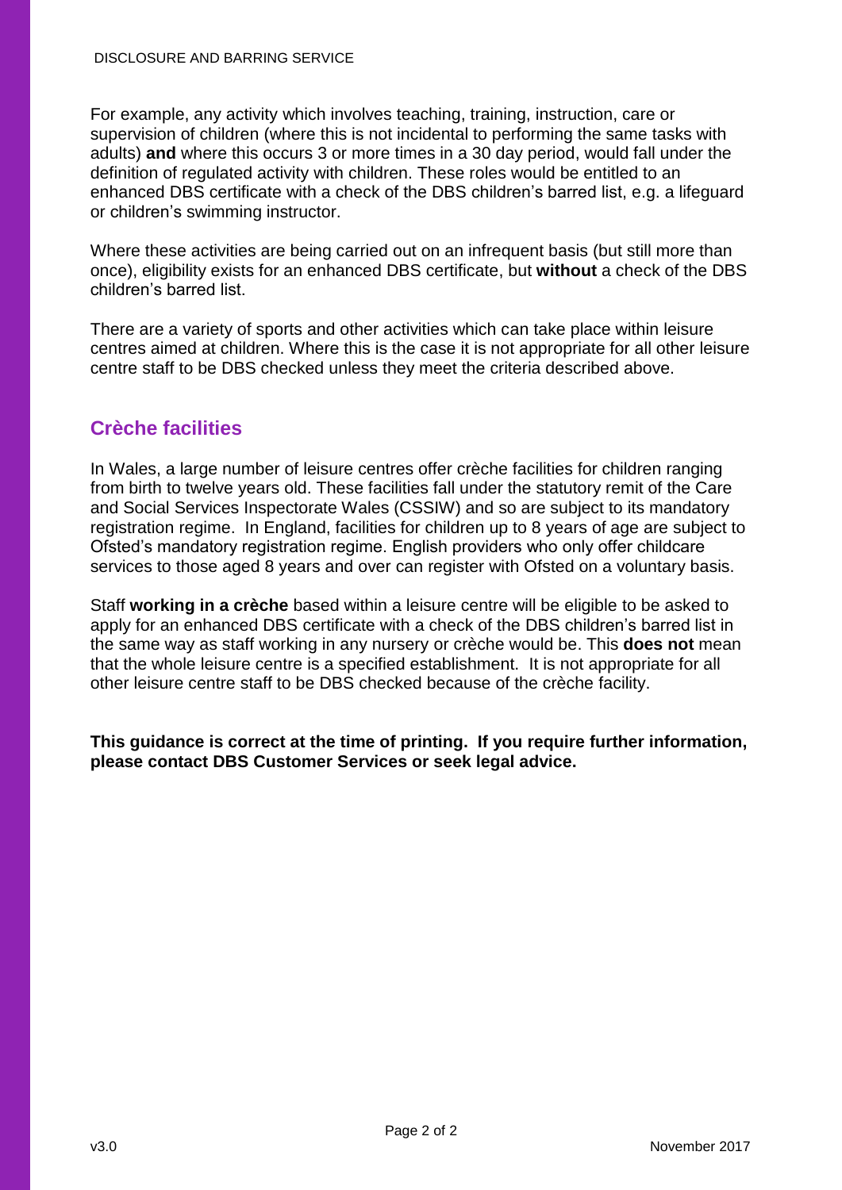For example, any activity which involves teaching, training, instruction, care or supervision of children (where this is not incidental to performing the same tasks with adults) **and** where this occurs 3 or more times in a 30 day period, would fall under the definition of regulated activity with children. These roles would be entitled to an enhanced DBS certificate with a check of the DBS children's barred list, e.g. a lifeguard or children's swimming instructor.

Where these activities are being carried out on an infrequent basis (but still more than once), eligibility exists for an enhanced DBS certificate, but **without** a check of the DBS children's barred list.

There are a variety of sports and other activities which can take place within leisure centres aimed at children. Where this is the case it is not appropriate for all other leisure centre staff to be DBS checked unless they meet the criteria described above.

## Crèche facilities

In Wales, a large number of leisure centres offer crèche facilities for children ranging from birth to twelve years old. These facilities fall under the statutory remit of the Care and Social Services Inspectorate Wales (CSSIW) and so are subject to its mandatory registration regime. In England, facilities for children up to 8 years of age are subject to Ofsted's mandatory registration regime. English providers who only offer childcare services to those aged 8 years and over can register with Ofsted on a voluntary basis.

Staff **working in a crèche** based within a leisure centre will be eligible to be asked to apply for an enhanced DBS certificate with a check of the DBS children's barred list in the same way as staff working in any nursery or crèche would be. This **does not** mean that the whole leisure centre is a specified establishment. It is not appropriate for all other leisure centre staff to be DBS checked because of the crèche facility.

**This guidance is correct at the time of printing. If you require further information, please contact DBS Customer Services or seek legal advice.**